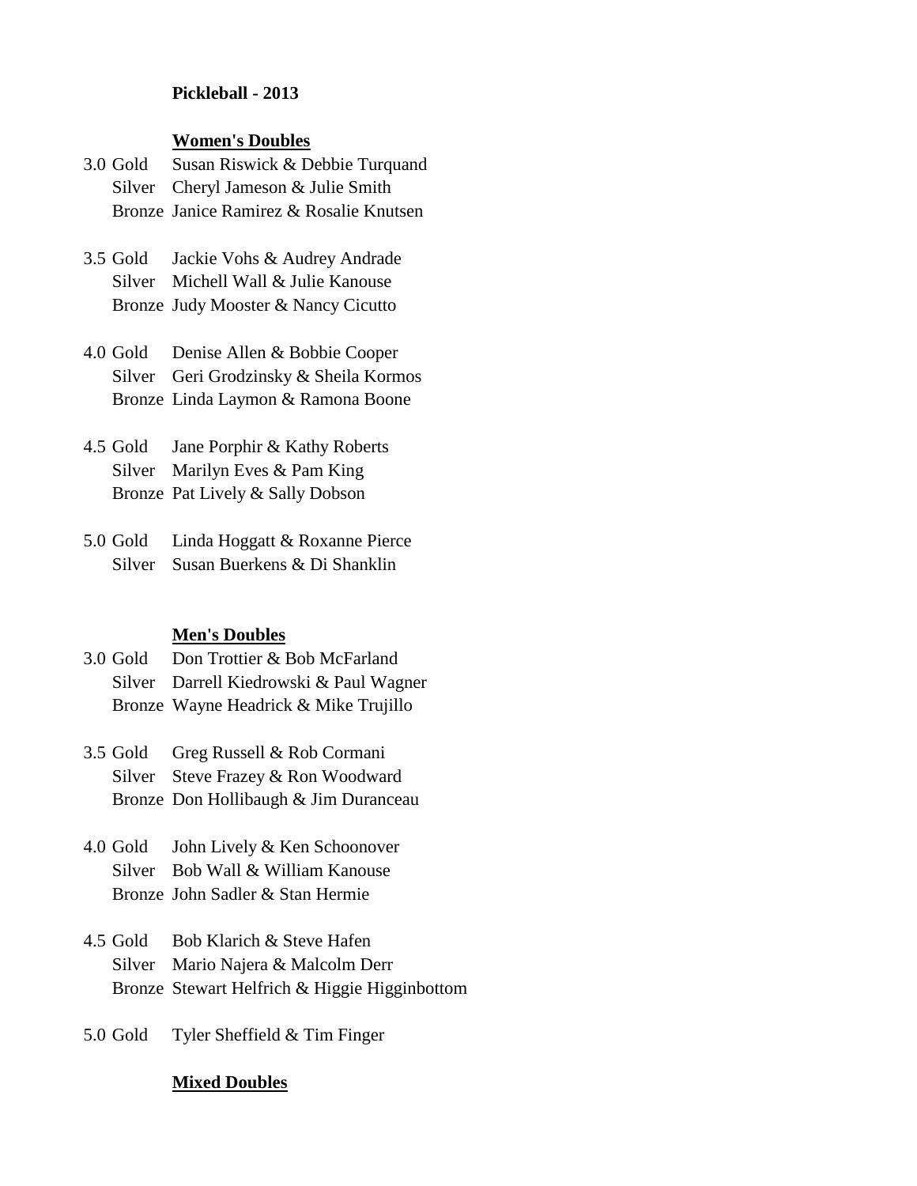**Pickleball - 2013**

**Women's Doubles**

3.0 Gold Susan Riswick & Debbie Turquand
Silver Cheryl Jameson & Julie Smith
Bronze Janice Ramirez & Rosalie Knutsen

3.5 Gold Jackie Vohs & Audrey Andrade
Silver Michell Wall & Julie Kanouse
Bronze Judy Mooster & Nancy Cicutto

4.0 Gold Denise Allen & Bobbie Cooper
Silver Geri Grodzinsky & Sheila Kormos
Bronze Linda Laymon & Ramona Boone

4.5 Gold Jane Porphir & Kathy Roberts
Silver Marilyn Eves & Pam King
Bronze Pat Lively & Sally Dobson

5.0 Gold Linda Hoggatt & Roxanne Pierce
Silver Susan Buerkens & Di Shanklin

**Men's Doubles**

3.0 Gold Don Trottier & Bob McFarland
Silver Darrell Kiedrowski & Paul Wagner
Bronze Wayne Headrick & Mike Trujillo

3.5 Gold Greg Russell & Rob Cormani
Silver Steve Frazey & Ron Woodward
Bronze Don Hollibaugh & Jim Duranceau

4.0 Gold John Lively & Ken Schoonover
Silver Bob Wall & William Kanouse
Bronze John Sadler & Stan Hermie

4.5 Gold Bob Klarich & Steve Hafen
Silver Mario Najera & Malcolm Derr
Bronze Stewart Helfrich & Higgie Higginbottom

5.0 Gold Tyler Sheffield & Tim Finger

**Mixed Doubles**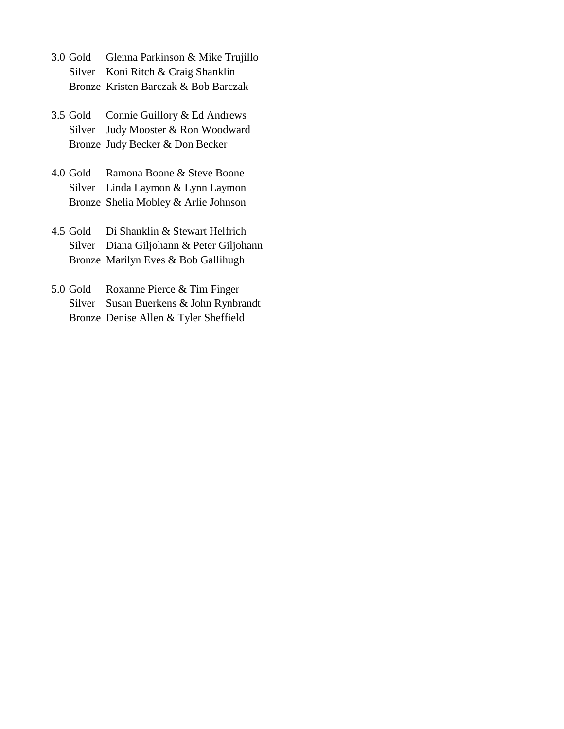| | | |
|---|---|---|
| 3.0 | Gold | Glenna Parkinson & Mike Trujillo |
| | Silver | Koni Ritch & Craig Shanklin |
| | Bronze | Kristen Barczak & Bob Barczak |
| 3.5 | Gold | Connie Guillory & Ed Andrews |
| | Silver | Judy Mooster & Ron Woodward |
| | Bronze | Judy Becker & Don Becker |
| 4.0 | Gold | Ramona Boone & Steve Boone |
| | Silver | Linda Laymon & Lynn Laymon |
| | Bronze | Shelia Mobley & Arlie Johnson |
| 4.5 | Gold | Di Shanklin & Stewart Helfrich |
| | Silver | Diana Giljohann & Peter Giljohann |
| | Bronze | Marilyn Eves & Bob Gallihugh |
| 5.0 | Gold | Roxanne Pierce & Tim Finger |
| | Silver | Susan Buerkens & John Rynbrandt |
| | Bronze | Denise Allen & Tyler Sheffield |